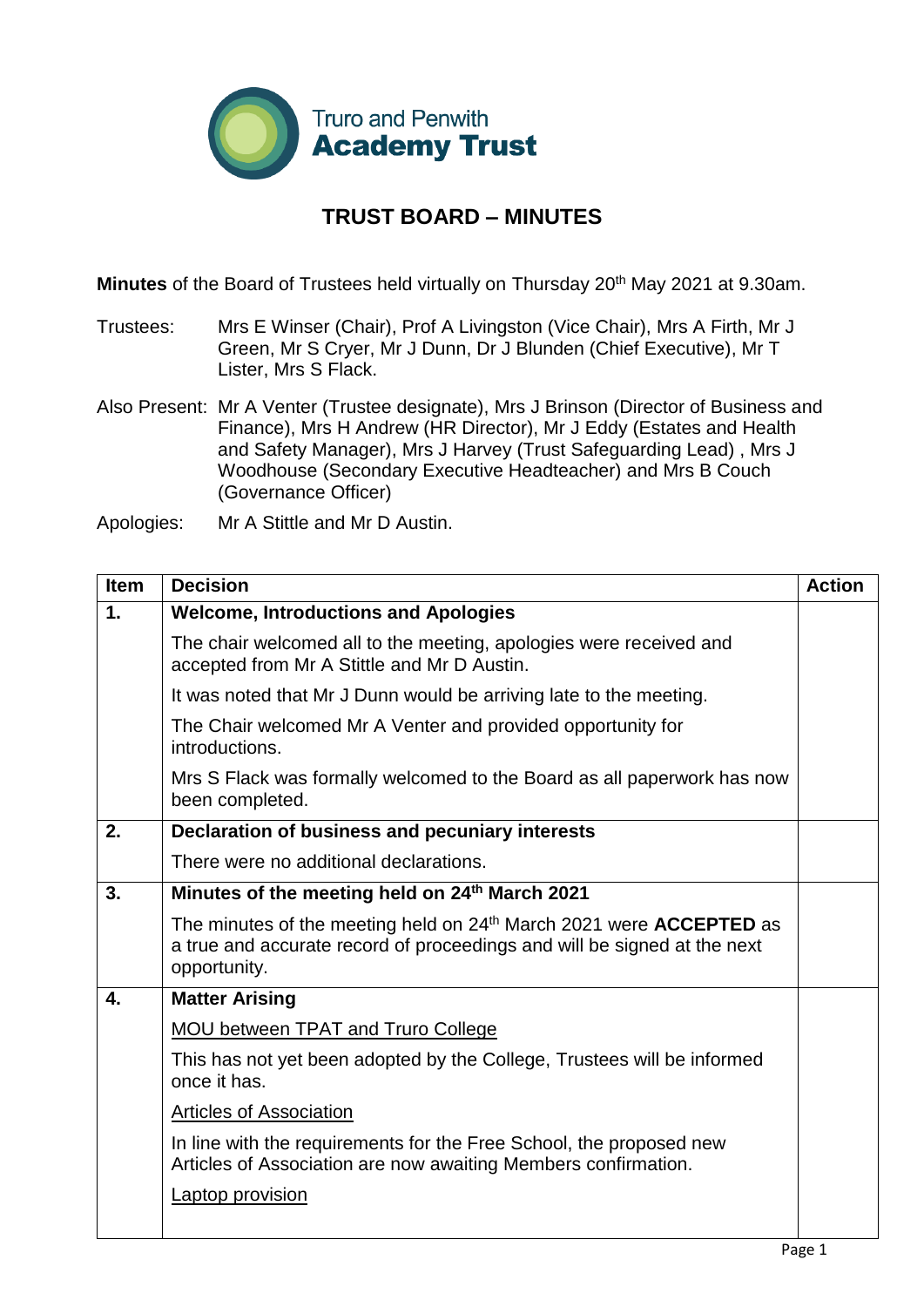Truro and Penwith **Academy Trust**

# TRUST BOARD – MINUTES

**Minutes** of the Board of Trustees held virtually on Thursday 20th May 2021 at 9.30am.

Trustees: Mrs E Winser (Chair), Prof A Livingston (Vice Chair), Mrs A Firth, Mr J Green, Mr S Cryer, Mr J Dunn, Dr J Blunden (Chief Executive), Mr T Lister, Mrs S Flack.

Also Present: Mr A Venter (Trustee designate), Mrs J Brinson (Director of Business and Finance), Mrs H Andrew (HR Director), Mr J Eddy (Estates and Health and Safety Manager), Mrs J Harvey (Trust Safeguarding Lead) , Mrs J Woodhouse (Secondary Executive Headteacher) and Mrs B Couch (Governance Officer)

Apologies: Mr A Stittle and Mr D Austin.

| Item | Decision | Action |
|---|---|---|
| **1.** | **Welcome, Introductions and Apologies** | |
| | The chair welcomed all to the meeting, apologies were received and accepted from Mr A Stittle and Mr D Austin. | |
| | It was noted that Mr J Dunn would be arriving late to the meeting. | |
| | The Chair welcomed Mr A Venter and provided opportunity for introductions. | |
| | Mrs S Flack was formally welcomed to the Board as all paperwork has now been completed. | |
| **2.** | **Declaration of business and pecuniary interests** | |
| | There were no additional declarations. | |
| **3.** | **Minutes of the meeting held on 24th March 2021** | |
| | The minutes of the meeting held on 24th March 2021 were **ACCEPTED** as a true and accurate record of proceedings and will be signed at the next opportunity. | |
| **4.** | **Matter Arising** | |
| | MOU between TPAT and Truro College | |
| | This has not yet been adopted by the College, Trustees will be informed once it has. | |
| | Articles of Association | |
| | In line with the requirements for the Free School, the proposed new Articles of Association are now awaiting Members confirmation. | |
| | Laptop provision | |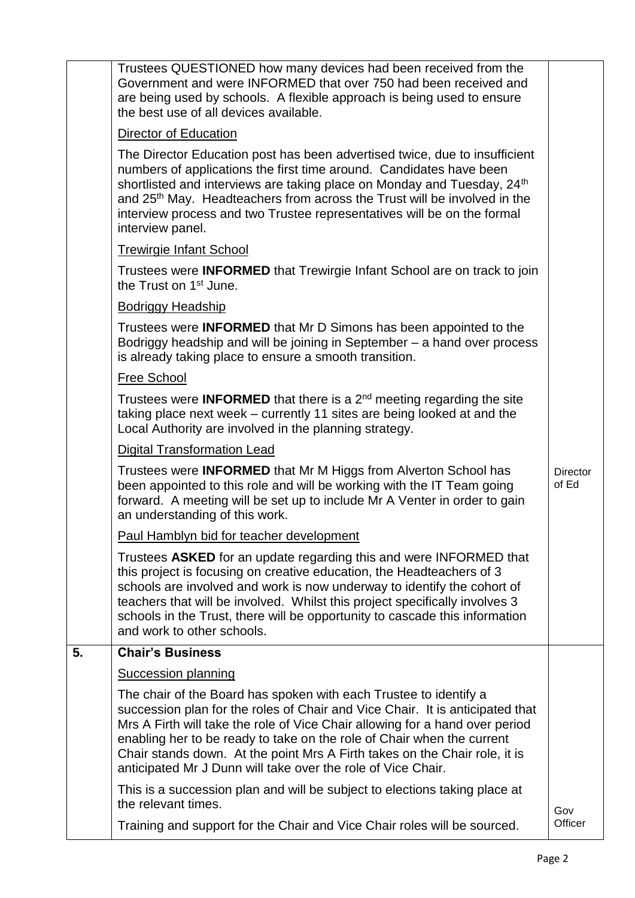| | | |
|---|---|---|
| | Trustees QUESTIONED how many devices had been received from the Government and were INFORMED that over 750 had been received and are being used by schools. A flexible approach is being used to ensure the best use of all devices available.<br><br><u>Director of Education</u><br><br>The Director Education post has been advertised twice, due to insufficient numbers of applications the first time around. Candidates have been shortlisted and interviews are taking place on Monday and Tuesday, 24th and 25th May. Headteachers from across the Trust will be involved in the interview process and two Trustee representatives will be on the formal interview panel.<br><br><u>Trewirgie Infant School</u><br><br>Trustees were **INFORMED** that Trewirgie Infant School are on track to join the Trust on 1st June.<br><br><u>Bodriggy Headship</u><br><br>Trustees were **INFORMED** that Mr D Simons has been appointed to the Bodriggy headship and will be joining in September – a hand over process is already taking place to ensure a smooth transition.<br><br><u>Free School</u><br><br>Trustees were **INFORMED** that there is a 2nd meeting regarding the site taking place next week – currently 11 sites are being looked at and the Local Authority are involved in the planning strategy.<br><br><u>Digital Transformation Lead</u><br><br>Trustees were **INFORMED** that Mr M Higgs from Alverton School has been appointed to this role and will be working with the IT Team going forward. A meeting will be set up to include Mr A Venter in order to gain an understanding of this work.<br><br><u>Paul Hamblyn bid for teacher development</u><br><br>Trustees **ASKED** for an update regarding this and were INFORMED that this project is focusing on creative education, the Headteachers of 3 schools are involved and work is now underway to identify the cohort of teachers that will be involved. Whilst this project specifically involves 3 schools in the Trust, there will be opportunity to cascade this information and work to other schools. | Director of Ed |
| **5.** | **Chair's Business**<br><br><u>Succession planning</u><br><br>The chair of the Board has spoken with each Trustee to identify a succession plan for the roles of Chair and Vice Chair. It is anticipated that Mrs A Firth will take the role of Vice Chair allowing for a hand over period enabling her to be ready to take on the role of Chair when the current Chair stands down. At the point Mrs A Firth takes on the Chair role, it is anticipated Mr J Dunn will take over the role of Vice Chair.<br><br>This is a succession plan and will be subject to elections taking place at the relevant times.<br><br>Training and support for the Chair and Vice Chair roles will be sourced. | Gov Officer |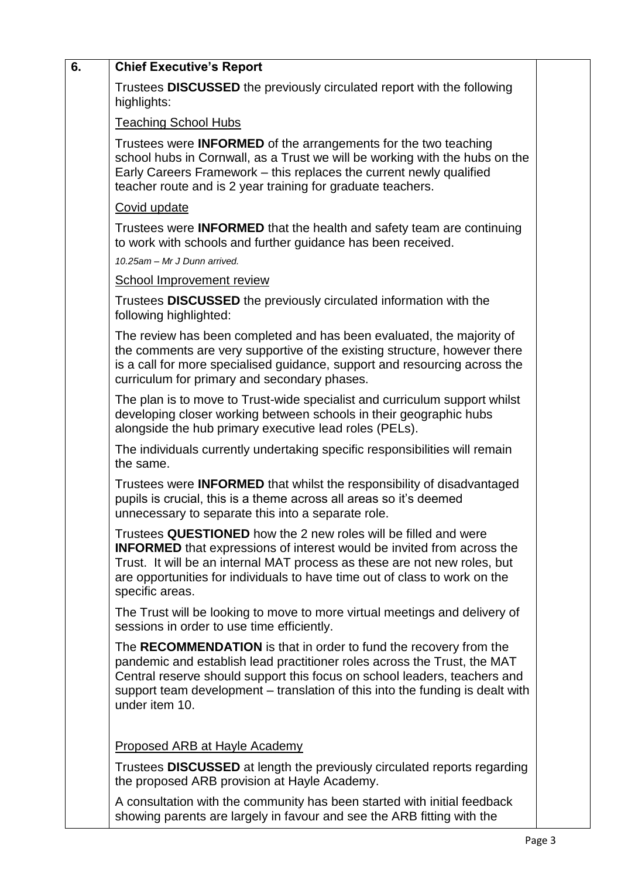## 6. Chief Executive's Report

Trustees **DISCUSSED** the previously circulated report with the following highlights:

Teaching School Hubs

Trustees were **INFORMED** of the arrangements for the two teaching school hubs in Cornwall, as a Trust we will be working with the hubs on the Early Careers Framework – this replaces the current newly qualified teacher route and is 2 year training for graduate teachers.

Covid update

Trustees were **INFORMED** that the health and safety team are continuing to work with schools and further guidance has been received.

*10.25am – Mr J Dunn arrived.*

School Improvement review

Trustees **DISCUSSED** the previously circulated information with the following highlighted:

The review has been completed and has been evaluated, the majority of the comments are very supportive of the existing structure, however there is a call for more specialised guidance, support and resourcing across the curriculum for primary and secondary phases.

The plan is to move to Trust-wide specialist and curriculum support whilst developing closer working between schools in their geographic hubs alongside the hub primary executive lead roles (PELs).

The individuals currently undertaking specific responsibilities will remain the same.

Trustees were **INFORMED** that whilst the responsibility of disadvantaged pupils is crucial, this is a theme across all areas so it's deemed unnecessary to separate this into a separate role.

Trustees **QUESTIONED** how the 2 new roles will be filled and were **INFORMED** that expressions of interest would be invited from across the Trust. It will be an internal MAT process as these are not new roles, but are opportunities for individuals to have time out of class to work on the specific areas.

The Trust will be looking to move to more virtual meetings and delivery of sessions in order to use time efficiently.

The **RECOMMENDATION** is that in order to fund the recovery from the pandemic and establish lead practitioner roles across the Trust, the MAT Central reserve should support this focus on school leaders, teachers and support team development – translation of this into the funding is dealt with under item 10.

Proposed ARB at Hayle Academy

Trustees **DISCUSSED** at length the previously circulated reports regarding the proposed ARB provision at Hayle Academy.

A consultation with the community has been started with initial feedback showing parents are largely in favour and see the ARB fitting with the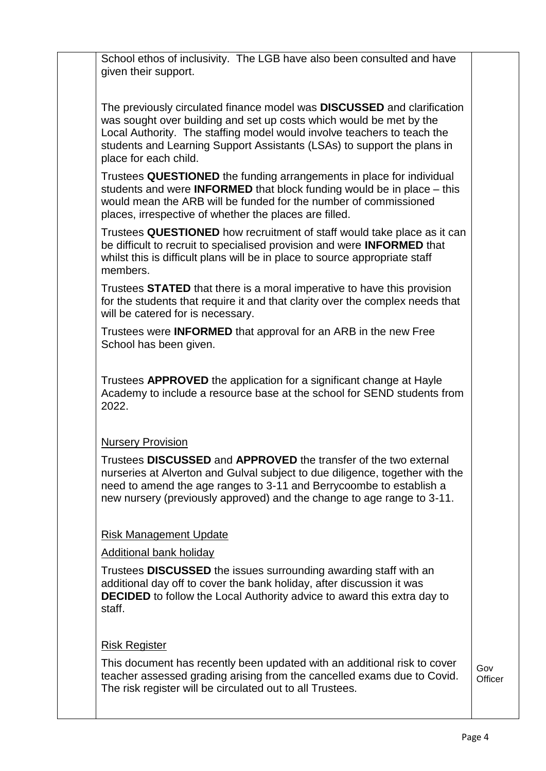| | | |
|---|---|---|
| | School ethos of inclusivity. The LGB have also been consulted and have given their support.<br><br>The previously circulated finance model was **DISCUSSED** and clarification was sought over building and set up costs which would be met by the Local Authority. The staffing model would involve teachers to teach the students and Learning Support Assistants (LSAs) to support the plans in place for each child.<br><br>Trustees **QUESTIONED** the funding arrangements in place for individual students and were **INFORMED** that block funding would be in place – this would mean the ARB will be funded for the number of commissioned places, irrespective of whether the places are filled.<br><br>Trustees **QUESTIONED** how recruitment of staff would take place as it can be difficult to recruit to specialised provision and were **INFORMED** that whilst this is difficult plans will be in place to source appropriate staff members.<br><br>Trustees **STATED** that there is a moral imperative to have this provision for the students that require it and that clarity over the complex needs that will be catered for is necessary.<br><br>Trustees were **INFORMED** that approval for an ARB in the new Free School has been given.<br><br>Trustees **APPROVED** the application for a significant change at Hayle Academy to include a resource base at the school for SEND students from 2022.<br><br><u>Nursery Provision</u><br><br>Trustees **DISCUSSED** and **APPROVED** the transfer of the two external nurseries at Alverton and Gulval subject to due diligence, together with the need to amend the age ranges to 3-11 and Berrycoombe to establish a new nursery (previously approved) and the change to age range to 3-11.<br><br><u>Risk Management Update</u><br><br><u>Additional bank holiday</u><br><br>Trustees **DISCUSSED** the issues surrounding awarding staff with an additional day off to cover the bank holiday, after discussion it was **DECIDED** to follow the Local Authority advice to award this extra day to staff.<br><br><u>Risk Register</u><br><br>This document has recently been updated with an additional risk to cover teacher assessed grading arising from the cancelled exams due to Covid. The risk register will be circulated out to all Trustees. | Gov Officer |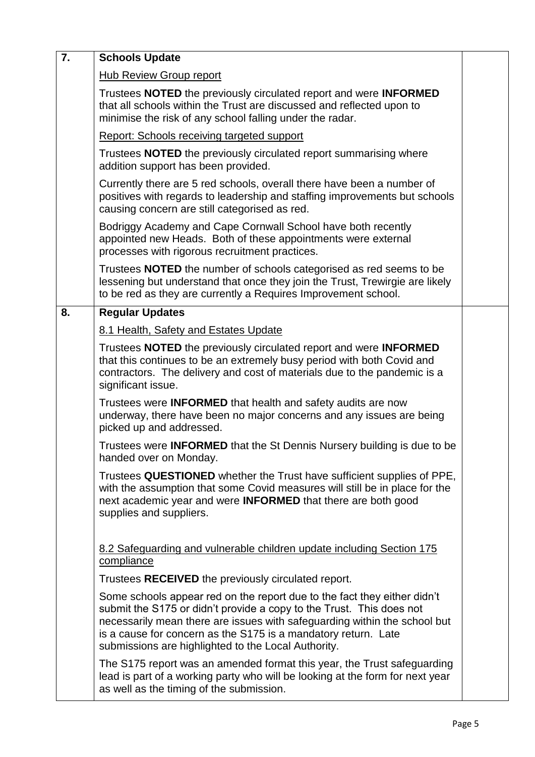| | | |
|---|---|---|
| **7.** | **Schools Update**<br><br><u>Hub Review Group report</u><br><br>Trustees **NOTED** the previously circulated report and were **INFORMED** that all schools within the Trust are discussed and reflected upon to minimise the risk of any school falling under the radar.<br><br><u>Report: Schools receiving targeted support</u><br><br>Trustees **NOTED** the previously circulated report summarising where addition support has been provided.<br><br>Currently there are 5 red schools, overall there have been a number of positives with regards to leadership and staffing improvements but schools causing concern are still categorised as red.<br><br>Bodriggy Academy and Cape Cornwall School have both recently appointed new Heads. Both of these appointments were external processes with rigorous recruitment practices.<br><br>Trustees **NOTED** the number of schools categorised as red seems to be lessening but understand that once they join the Trust, Trewirgie are likely to be red as they are currently a Requires Improvement school. | |
| **8.** | **Regular Updates**<br><br><u>8.1 Health, Safety and Estates Update</u><br><br>Trustees **NOTED** the previously circulated report and were **INFORMED** that this continues to be an extremely busy period with both Covid and contractors. The delivery and cost of materials due to the pandemic is a significant issue.<br><br>Trustees were **INFORMED** that health and safety audits are now underway, there have been no major concerns and any issues are being picked up and addressed.<br><br>Trustees were **INFORMED** that the St Dennis Nursery building is due to be handed over on Monday.<br><br>Trustees **QUESTIONED** whether the Trust have sufficient supplies of PPE, with the assumption that some Covid measures will still be in place for the next academic year and were **INFORMED** that there are both good supplies and suppliers.<br><br><u>8.2 Safeguarding and vulnerable children update including Section 175 compliance</u><br><br>Trustees **RECEIVED** the previously circulated report.<br><br>Some schools appear red on the report due to the fact they either didn't submit the S175 or didn't provide a copy to the Trust. This does not necessarily mean there are issues with safeguarding within the school but is a cause for concern as the S175 is a mandatory return. Late submissions are highlighted to the Local Authority.<br><br>The S175 report was an amended format this year, the Trust safeguarding lead is part of a working party who will be looking at the form for next year as well as the timing of the submission. | |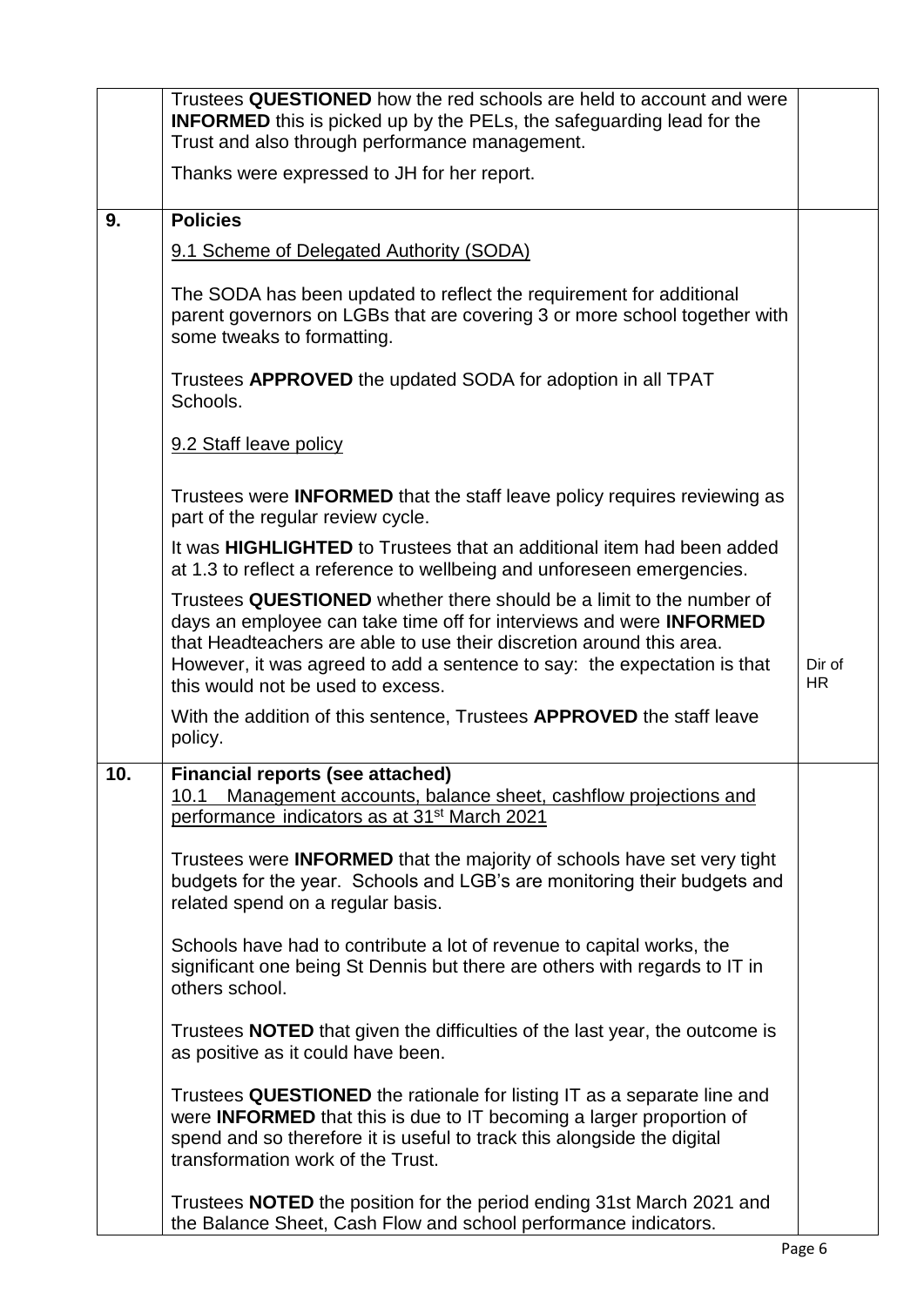| | | |
|---|---|---|
| | Trustees **QUESTIONED** how the red schools are held to account and were **INFORMED** this is picked up by the PELs, the safeguarding lead for the Trust and also through performance management.<br><br>Thanks were expressed to JH for her report. | |
| **9.** | **Policies**<br><br>9.1 Scheme of Delegated Authority (SODA)<br><br>The SODA has been updated to reflect the requirement for additional parent governors on LGBs that are covering 3 or more school together with some tweaks to formatting.<br><br>Trustees **APPROVED** the updated SODA for adoption in all TPAT Schools.<br><br>9.2 Staff leave policy<br><br>Trustees were **INFORMED** that the staff leave policy requires reviewing as part of the regular review cycle.<br><br>It was **HIGHLIGHTED** to Trustees that an additional item had been added at 1.3 to reflect a reference to wellbeing and unforeseen emergencies.<br><br>Trustees **QUESTIONED** whether there should be a limit to the number of days an employee can take time off for interviews and were **INFORMED** that Headteachers are able to use their discretion around this area. However, it was agreed to add a sentence to say: the expectation is that this would not be used to excess.<br><br>With the addition of this sentence, Trustees **APPROVED** the staff leave policy. | Dir of HR |
| **10.** | **Financial reports (see attached)**<br>10.1 Management accounts, balance sheet, cashflow projections and performance indicators as at 31st March 2021<br><br>Trustees were **INFORMED** that the majority of schools have set very tight budgets for the year. Schools and LGB's are monitoring their budgets and related spend on a regular basis.<br><br>Schools have had to contribute a lot of revenue to capital works, the significant one being St Dennis but there are others with regards to IT in others school.<br><br>Trustees **NOTED** that given the difficulties of the last year, the outcome is as positive as it could have been.<br><br>Trustees **QUESTIONED** the rationale for listing IT as a separate line and were **INFORMED** that this is due to IT becoming a larger proportion of spend and so therefore it is useful to track this alongside the digital transformation work of the Trust.<br><br>Trustees **NOTED** the position for the period ending 31st March 2021 and the Balance Sheet, Cash Flow and school performance indicators. | |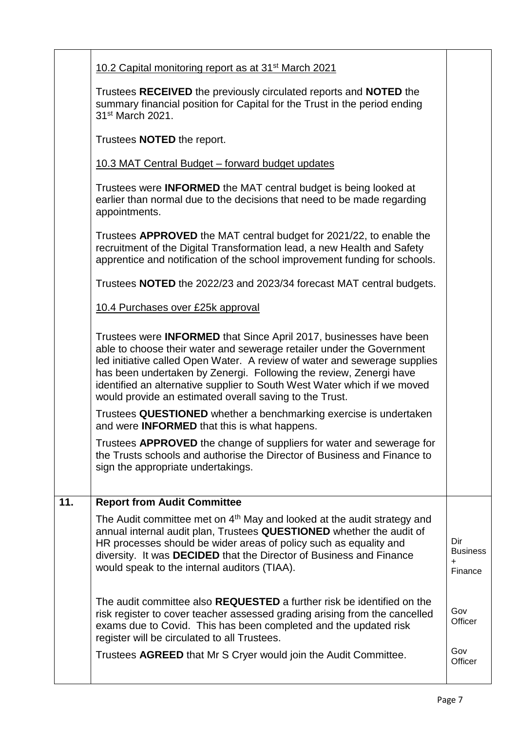| | | |
|---|---|---|
| | 10.2 Capital monitoring report as at 31st March 2021<br><br>Trustees **RECEIVED** the previously circulated reports and **NOTED** the summary financial position for Capital for the Trust in the period ending 31st March 2021.<br><br>Trustees **NOTED** the report.<br><br>10.3 MAT Central Budget – forward budget updates<br><br>Trustees were **INFORMED** the MAT central budget is being looked at earlier than normal due to the decisions that need to be made regarding appointments.<br><br>Trustees **APPROVED** the MAT central budget for 2021/22, to enable the recruitment of the Digital Transformation lead, a new Health and Safety apprentice and notification of the school improvement funding for schools.<br><br>Trustees **NOTED** the 2022/23 and 2023/34 forecast MAT central budgets.<br><br>10.4 Purchases over £25k approval<br><br>Trustees were **INFORMED** that Since April 2017, businesses have been able to choose their water and sewerage retailer under the Government led initiative called Open Water. A review of water and sewerage supplies has been undertaken by Zenergi. Following the review, Zenergi have identified an alternative supplier to South West Water which if we moved would provide an estimated overall saving to the Trust.<br><br>Trustees **QUESTIONED** whether a benchmarking exercise is undertaken and were **INFORMED** that this is what happens.<br><br>Trustees **APPROVED** the change of suppliers for water and sewerage for the Trusts schools and authorise the Director of Business and Finance to sign the appropriate undertakings. | |
| **11.** | **Report from Audit Committee**<br><br>The Audit committee met on 4th May and looked at the audit strategy and annual internal audit plan, Trustees **QUESTIONED** whether the audit of HR processes should be wider areas of policy such as equality and diversity. It was **DECIDED** that the Director of Business and Finance would speak to the internal auditors (TIAA).<br><br>The audit committee also **REQUESTED** a further risk be identified on the risk register to cover teacher assessed grading arising from the cancelled exams due to Covid. This has been completed and the updated risk register will be circulated to all Trustees.<br><br>Trustees **AGREED** that Mr S Cryer would join the Audit Committee. | Dir Business + Finance<br><br>Gov Officer<br><br>Gov Officer |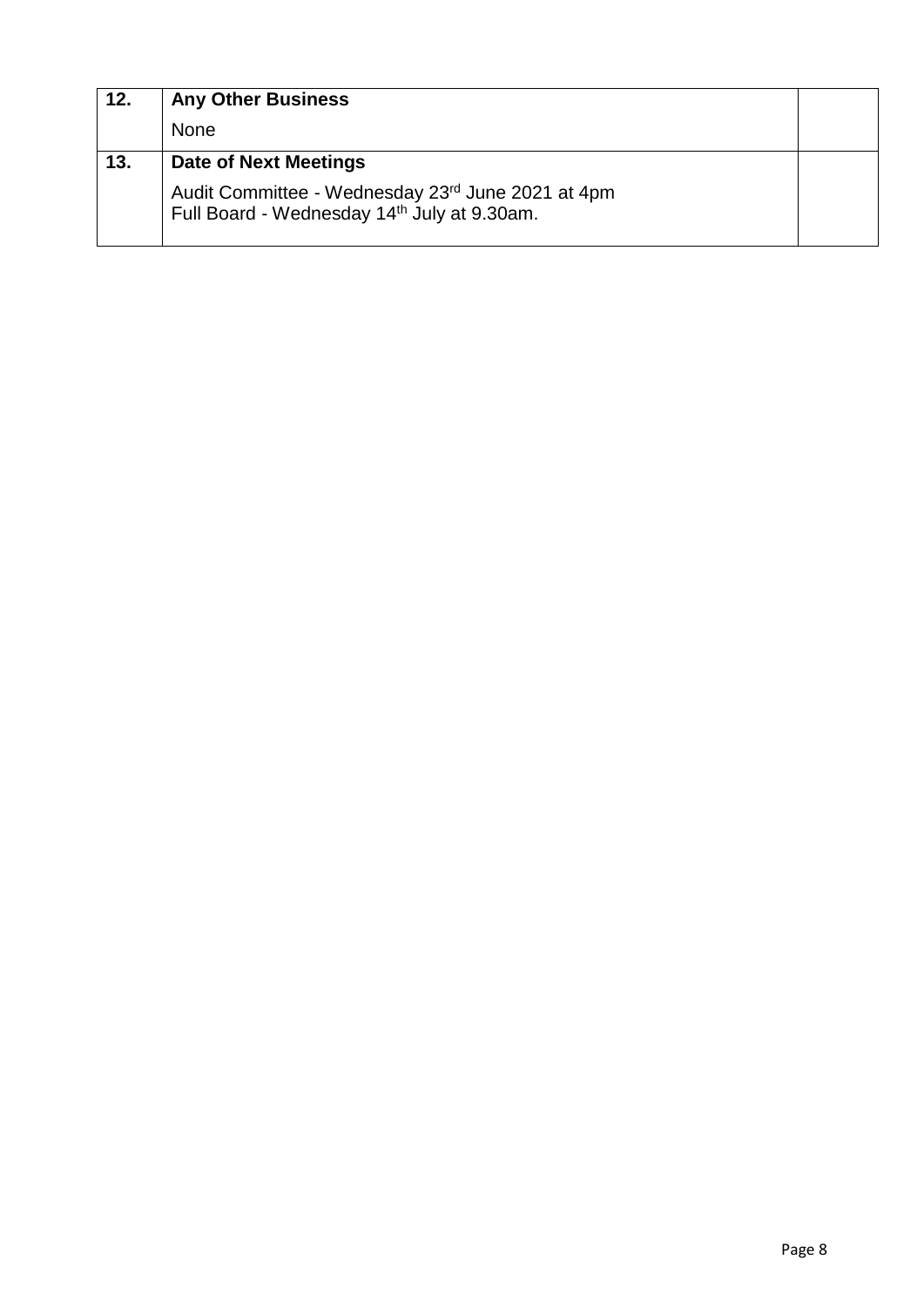| | | |
|---|---|---|
| **12.** | **Any Other Business**<br><br>None | |
| **13.** | **Date of Next Meetings**<br><br>Audit Committee - Wednesday 23rd June 2021 at 4pm<br>Full Board - Wednesday 14th July at 9.30am. | |